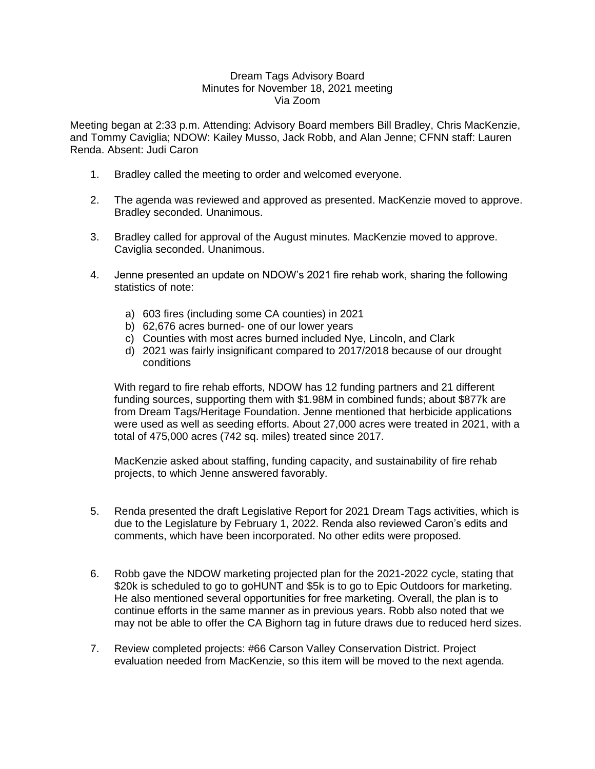Dream Tags Advisory Board
Minutes for November 18, 2021 meeting
Via Zoom

Meeting began at 2:33 p.m. Attending: Advisory Board members Bill Bradley, Chris MacKenzie, and Tommy Caviglia; NDOW: Kailey Musso, Jack Robb, and Alan Jenne; CFNN staff: Lauren Renda. Absent: Judi Caron

1. Bradley called the meeting to order and welcomed everyone.

2. The agenda was reviewed and approved as presented. MacKenzie moved to approve. Bradley seconded. Unanimous.

3. Bradley called for approval of the August minutes. MacKenzie moved to approve. Caviglia seconded. Unanimous.

4. Jenne presented an update on NDOW's 2021 fire rehab work, sharing the following statistics of note:

   a) 603 fires (including some CA counties) in 2021
   b) 62,676 acres burned- one of our lower years
   c) Counties with most acres burned included Nye, Lincoln, and Clark
   d) 2021 was fairly insignificant compared to 2017/2018 because of our drought conditions

   With regard to fire rehab efforts, NDOW has 12 funding partners and 21 different funding sources, supporting them with $1.98M in combined funds; about $877k are from Dream Tags/Heritage Foundation. Jenne mentioned that herbicide applications were used as well as seeding efforts. About 27,000 acres were treated in 2021, with a total of 475,000 acres (742 sq. miles) treated since 2017.

   MacKenzie asked about staffing, funding capacity, and sustainability of fire rehab projects, to which Jenne answered favorably.

5. Renda presented the draft Legislative Report for 2021 Dream Tags activities, which is due to the Legislature by February 1, 2022. Renda also reviewed Caron's edits and comments, which have been incorporated. No other edits were proposed.

6. Robb gave the NDOW marketing projected plan for the 2021-2022 cycle, stating that $20k is scheduled to go to goHUNT and $5k is to go to Epic Outdoors for marketing. He also mentioned several opportunities for free marketing. Overall, the plan is to continue efforts in the same manner as in previous years. Robb also noted that we may not be able to offer the CA Bighorn tag in future draws due to reduced herd sizes.

7. Review completed projects: #66 Carson Valley Conservation District. Project evaluation needed from MacKenzie, so this item will be moved to the next agenda.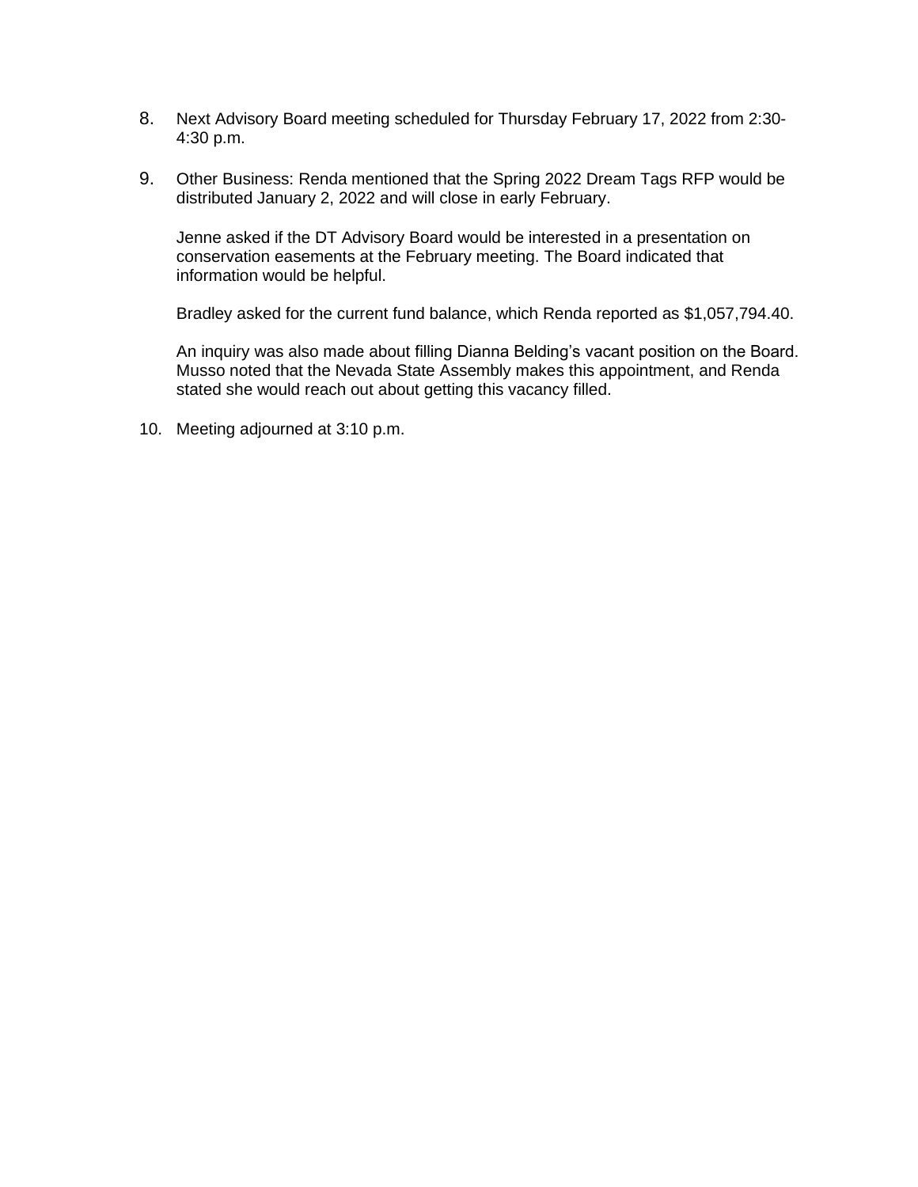8. Next Advisory Board meeting scheduled for Thursday February 17, 2022 from 2:30-4:30 p.m.

9. Other Business: Renda mentioned that the Spring 2022 Dream Tags RFP would be distributed January 2, 2022 and will close in early February.

   Jenne asked if the DT Advisory Board would be interested in a presentation on conservation easements at the February meeting. The Board indicated that information would be helpful.

   Bradley asked for the current fund balance, which Renda reported as $1,057,794.40.

   An inquiry was also made about filling Dianna Belding's vacant position on the Board. Musso noted that the Nevada State Assembly makes this appointment, and Renda stated she would reach out about getting this vacancy filled.

10. Meeting adjourned at 3:10 p.m.